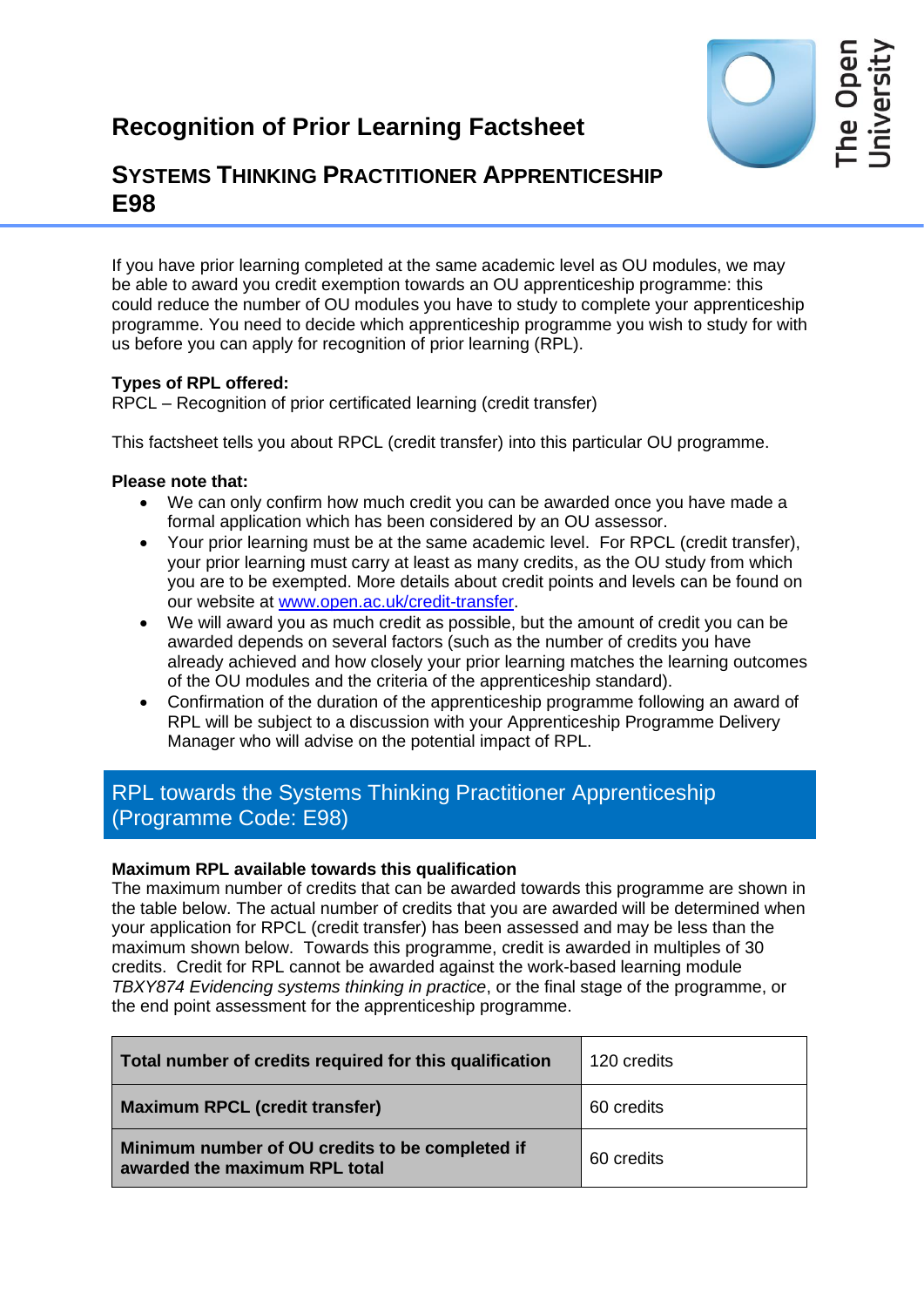# Recognition of Prior Learning Factsheet

## SYSTEMS THINKING PRACTITIONER APPRENTICESHIP E98

If you have prior learning completed at the same academic level as OU modules, we may be able to award you credit exemption towards an OU apprenticeship programme: this could reduce the number of OU modules you have to study to complete your apprenticeship programme. You need to decide which apprenticeship programme you wish to study for with us before you can apply for recognition of prior learning (RPL).

**Types of RPL offered:**
RPCL – Recognition of prior certificated learning (credit transfer)

This factsheet tells you about RPCL (credit transfer) into this particular OU programme.

**Please note that:**

- We can only confirm how much credit you can be awarded once you have made a formal application which has been considered by an OU assessor.
- Your prior learning must be at the same academic level. For RPCL (credit transfer), your prior learning must carry at least as many credits, as the OU study from which you are to be exempted. More details about credit points and levels can be found on our website at [www.open.ac.uk/credit-transfer](http://www.open.ac.uk/credit-transfer).
- We will award you as much credit as possible, but the amount of credit you can be awarded depends on several factors (such as the number of credits you have already achieved and how closely your prior learning matches the learning outcomes of the OU modules and the criteria of the apprenticeship standard).
- Confirmation of the duration of the apprenticeship programme following an award of RPL will be subject to a discussion with your Apprenticeship Programme Delivery Manager who will advise on the potential impact of RPL.

## RPL towards the Systems Thinking Practitioner Apprenticeship (Programme Code: E98)

**Maximum RPL available towards this qualification**
The maximum number of credits that can be awarded towards this programme are shown in the table below. The actual number of credits that you are awarded will be determined when your application for RPCL (credit transfer) has been assessed and may be less than the maximum shown below. Towards this programme, credit is awarded in multiples of 30 credits. Credit for RPL cannot be awarded against the work-based learning module *TBXY874 Evidencing systems thinking in practice*, or the final stage of the programme, or the end point assessment for the apprenticeship programme.

| | |
|---|---|
| **Total number of credits required for this qualification** | 120 credits |
| **Maximum RPCL (credit transfer)** | 60 credits |
| **Minimum number of OU credits to be completed if awarded the maximum RPL total** | 60 credits |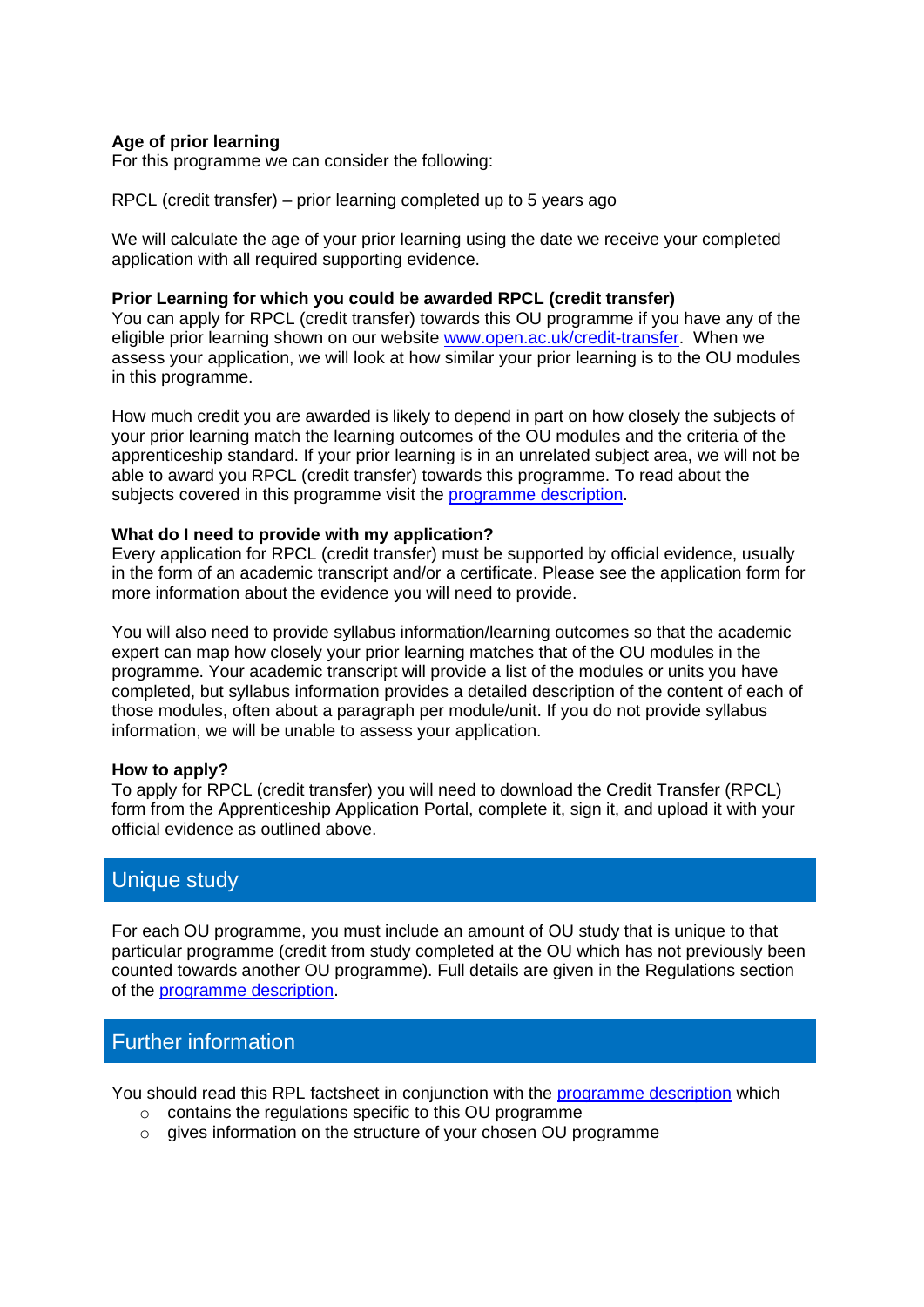**Age of prior learning**
For this programme we can consider the following:

RPCL (credit transfer) – prior learning completed up to 5 years ago

We will calculate the age of your prior learning using the date we receive your completed application with all required supporting evidence.

**Prior Learning for which you could be awarded RPCL (credit transfer)**
You can apply for RPCL (credit transfer) towards this OU programme if you have any of the eligible prior learning shown on our website [www.open.ac.uk/credit-transfer](www.open.ac.uk/credit-transfer). When we assess your application, we will look at how similar your prior learning is to the OU modules in this programme.

How much credit you are awarded is likely to depend in part on how closely the subjects of your prior learning match the learning outcomes of the OU modules and the criteria of the apprenticeship standard. If your prior learning is in an unrelated subject area, we will not be able to award you RPCL (credit transfer) towards this programme. To read about the subjects covered in this programme visit the programme description.

**What do I need to provide with my application?**
Every application for RPCL (credit transfer) must be supported by official evidence, usually in the form of an academic transcript and/or a certificate. Please see the application form for more information about the evidence you will need to provide.

You will also need to provide syllabus information/learning outcomes so that the academic expert can map how closely your prior learning matches that of the OU modules in the programme. Your academic transcript will provide a list of the modules or units you have completed, but syllabus information provides a detailed description of the content of each of those modules, often about a paragraph per module/unit. If you do not provide syllabus information, we will be unable to assess your application.

**How to apply?**
To apply for RPCL (credit transfer) you will need to download the Credit Transfer (RPCL) form from the Apprenticeship Application Portal, complete it, sign it, and upload it with your official evidence as outlined above.

## Unique study

For each OU programme, you must include an amount of OU study that is unique to that particular programme (credit from study completed at the OU which has not previously been counted towards another OU programme). Full details are given in the Regulations section of the programme description.

## Further information

You should read this RPL factsheet in conjunction with the programme description which

- contains the regulations specific to this OU programme
- gives information on the structure of your chosen OU programme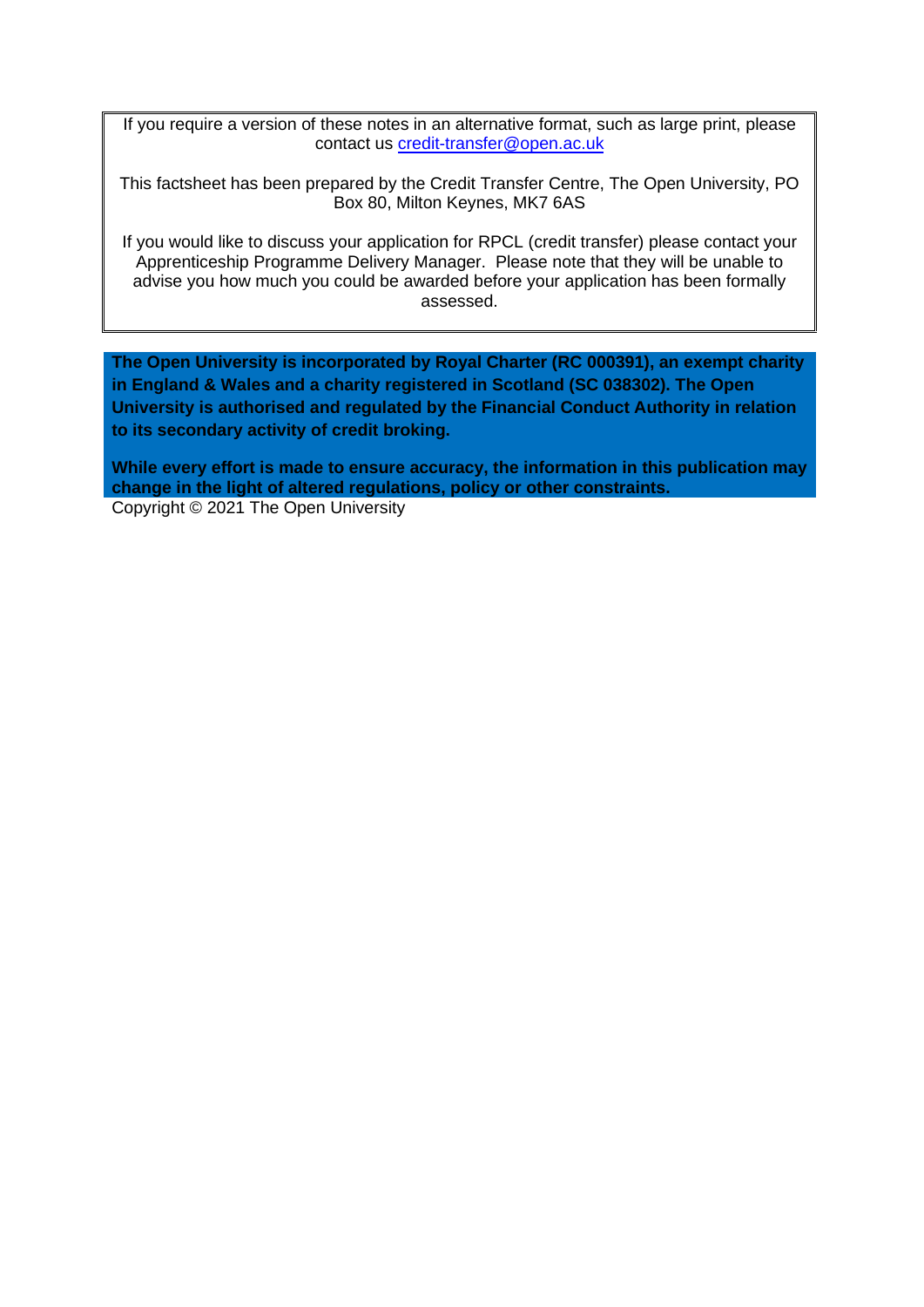If you require a version of these notes in an alternative format, such as large print, please contact us credit-transfer@open.ac.uk

This factsheet has been prepared by the Credit Transfer Centre, The Open University, PO Box 80, Milton Keynes, MK7 6AS

If you would like to discuss your application for RPCL (credit transfer) please contact your Apprenticeship Programme Delivery Manager. Please note that they will be unable to advise you how much you could be awarded before your application has been formally assessed.

**The Open University is incorporated by Royal Charter (RC 000391), an exempt charity in England & Wales and a charity registered in Scotland (SC 038302). The Open University is authorised and regulated by the Financial Conduct Authority in relation to its secondary activity of credit broking.**

**While every effort is made to ensure accuracy, the information in this publication may change in the light of altered regulations, policy or other constraints.**

Copyright © 2021 The Open University